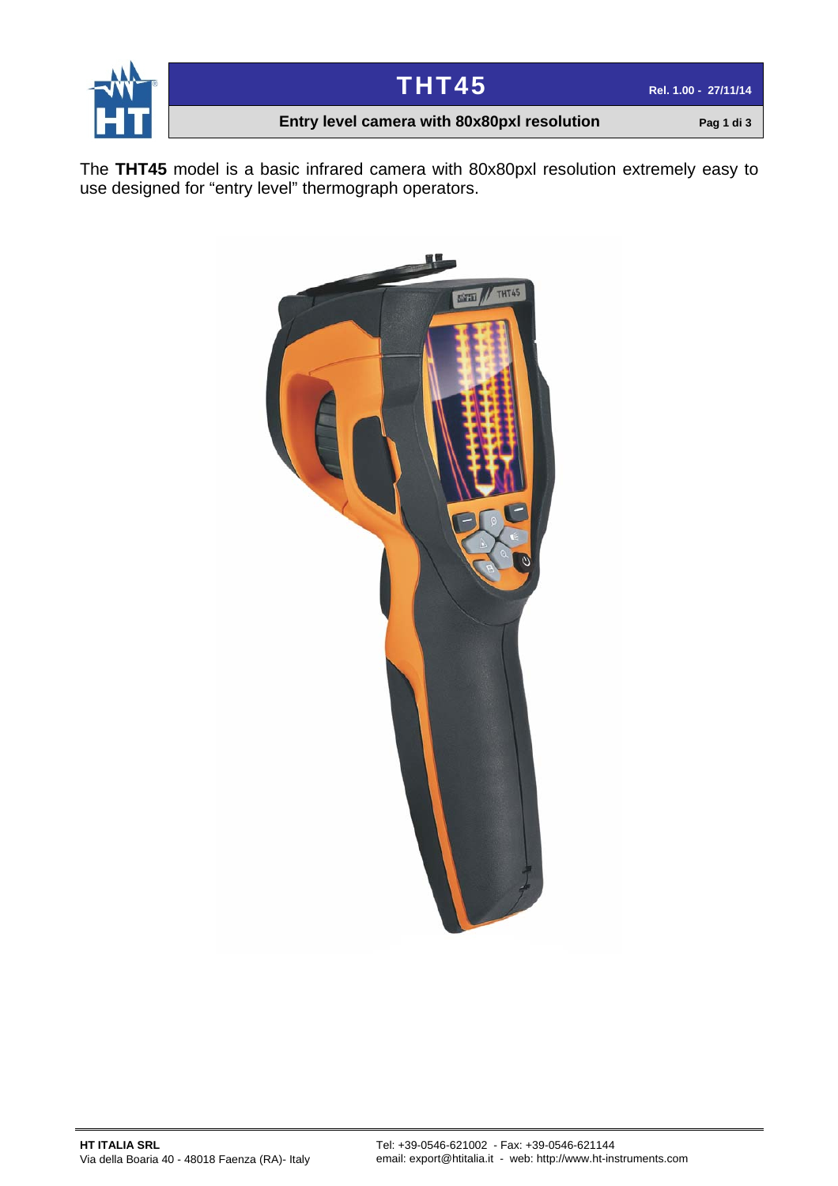# THT45

## Entry level camera with 80x80pxl resolution

The **THT45** model is a basic infrared camera with 80x80pxl resolution extremely easy to use designed for "entry level" thermograph operators.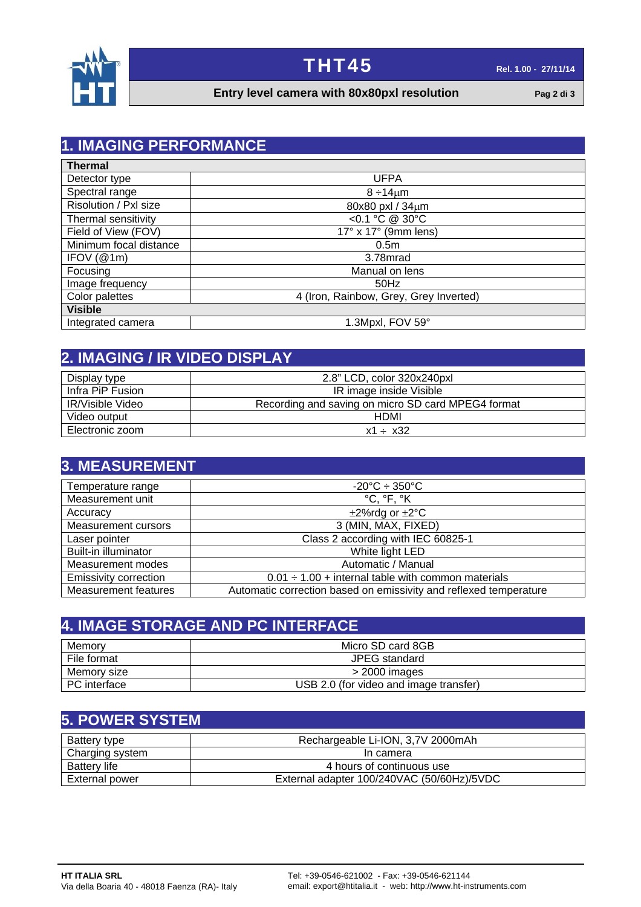## 1. IMAGING PERFORMANCE

| **Thermal** | |
|---|---|
| Detector type | UFPA |
| Spectral range | 8 ÷14μm |
| Risolution / Pxl size | 80x80 pxl / 34μm |
| Thermal sensitivity | <0.1 °C @ 30°C |
| Field of View (FOV) | 17° x 17° (9mm lens) |
| Minimum focal distance | 0.5m |
| IFOV (@1m) | 3.78mrad |
| Focusing | Manual on lens |
| Image frequency | 50Hz |
| Color palettes | 4 (Iron, Rainbow, Grey, Grey Inverted) |
| **Visible** | |
| Integrated camera | 1.3Mpxl, FOV 59° |

## 2. IMAGING / IR VIDEO DISPLAY

| | |
|---|---|
| Display type | 2.8" LCD, color 320x240pxl |
| Infra PiP Fusion | IR image inside Visible |
| IR/Visible Video | Recording and saving on micro SD card MPEG4 format |
| Video output | HDMI |
| Electronic zoom | x1 ÷ x32 |

## 3. MEASUREMENT

| | |
|---|---|
| Temperature range | -20°C ÷ 350°C |
| Measurement unit | °C, °F, °K |
| Accuracy | ±2%rdg or ±2°C |
| Measurement cursors | 3 (MIN, MAX, FIXED) |
| Laser pointer | Class 2 according with IEC 60825-1 |
| Built-in illuminator | White light LED |
| Measurement modes | Automatic / Manual |
| Emissivity correction | 0.01 ÷ 1.00 + internal table with common materials |
| Measurement features | Automatic correction based on emissivity and reflexed temperature |

## 4. IMAGE STORAGE AND PC INTERFACE

| | |
|---|---|
| Memory | Micro SD card 8GB |
| File format | JPEG standard |
| Memory size | > 2000 images |
| PC interface | USB 2.0 (for video and image transfer) |

## 5. POWER SYSTEM

| | |
|---|---|
| Battery type | Rechargeable Li-ION, 3,7V 2000mAh |
| Charging system | In camera |
| Battery life | 4 hours of continuous use |
| External power | External adapter 100/240VAC (50/60Hz)/5VDC |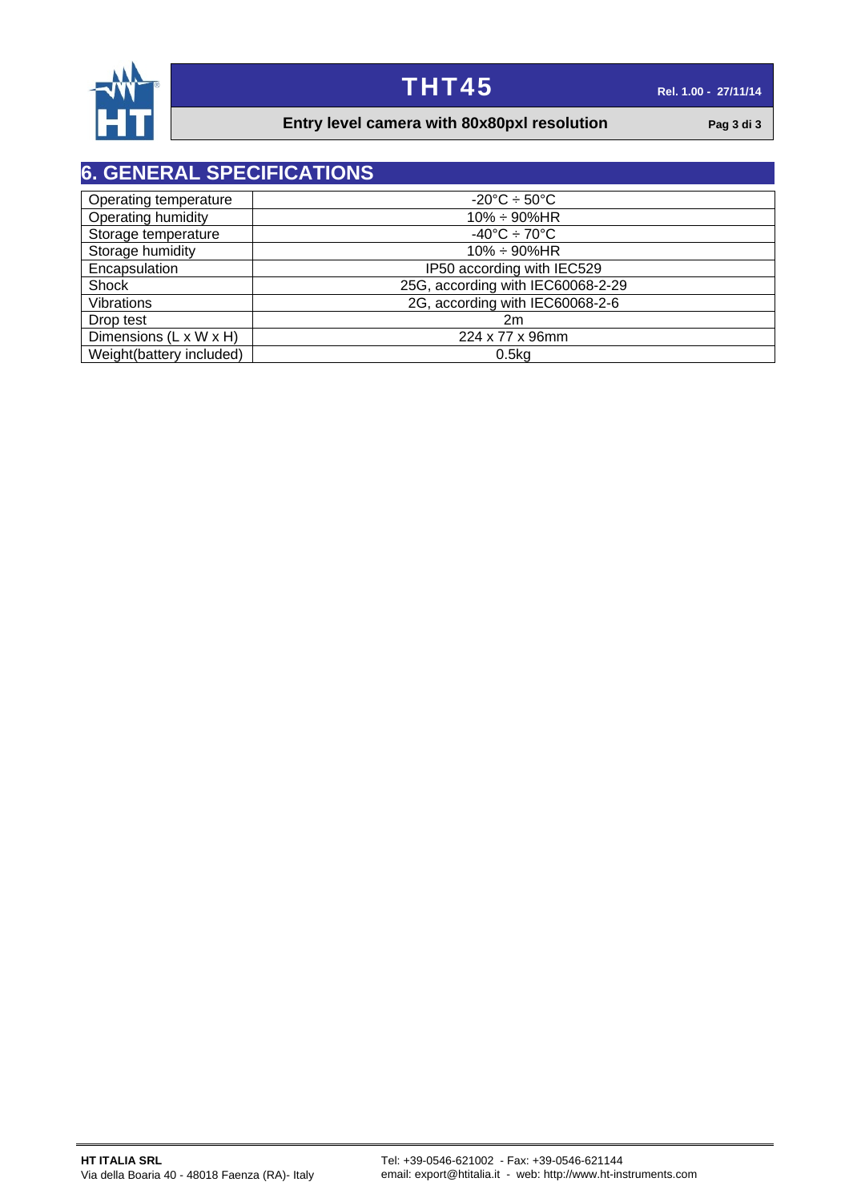## 6. GENERAL SPECIFICATIONS

| | |
|---|---|
| Operating temperature | -20°C ÷ 50°C |
| Operating humidity | 10% ÷ 90%HR |
| Storage temperature | -40°C ÷ 70°C |
| Storage humidity | 10% ÷ 90%HR |
| Encapsulation | IP50 according with IEC529 |
| Shock | 25G, according with IEC60068-2-29 |
| Vibrations | 2G, according with IEC60068-2-6 |
| Drop test | 2m |
| Dimensions (L x W x H) | 224 x 77 x 96mm |
| Weight(battery included) | 0.5kg |